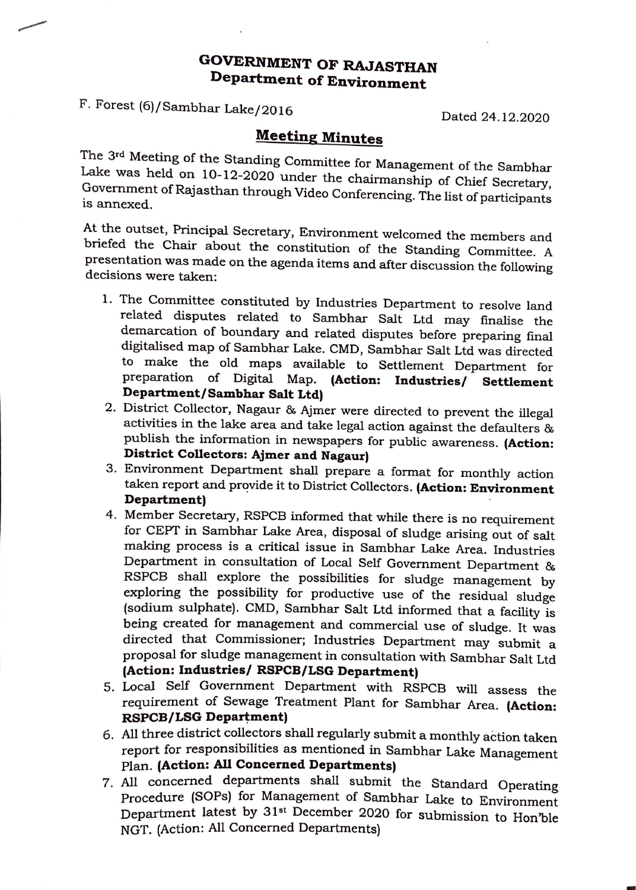# GOVERNMENT OF RAJASTHAN
## Department of Environment

F. Forest (6)/Sambhar Lake/2016 Dated 24.12.2020

### Meeting Minutes

The 3rd Meeting of the Standing Committee for Management of the Sambhar Lake was held on 10-12-2020 under the chairmanship of Chief Secretary, Government of Rajasthan through Video Conferencing. The list of participants is annexed.

At the outset, Principal Secretary, Environment welcomed the members and briefed the Chair about the constitution of the Standing Committee. A presentation was made on the agenda items and after discussion the following decisions were taken:

1. The Committee constituted by Industries Department to resolve land related disputes related to Sambhar Salt Ltd may finalise the demarcation of boundary and related disputes before preparing final digitalised map of Sambhar Lake. CMD, Sambhar Salt Ltd was directed to make the old maps available to Settlement Department for preparation of Digital Map. **(Action: Industries/ Settlement Department/Sambhar Salt Ltd)**
2. District Collector, Nagaur & Ajmer were directed to prevent the illegal activities in the lake area and take legal action against the defaulters & publish the information in newspapers for public awareness. **(Action: District Collectors: Ajmer and Nagaur)**
3. Environment Department shall prepare a format for monthly action taken report and provide it to District Collectors. **(Action: Environment Department)**
4. Member Secretary, RSPCB informed that while there is no requirement for CEPT in Sambhar Lake Area, disposal of sludge arising out of salt making process is a critical issue in Sambhar Lake Area. Industries Department in consultation of Local Self Government Department & RSPCB shall explore the possibilities for sludge management by exploring the possibility for productive use of the residual sludge (sodium sulphate). CMD, Sambhar Salt Ltd informed that a facility is being created for management and commercial use of sludge. It was directed that Commissioner; Industries Department may submit a proposal for sludge management in consultation with Sambhar Salt Ltd **(Action: Industries/ RSPCB/LSG Department)**
5. Local Self Government Department with RSPCB will assess the requirement of Sewage Treatment Plant for Sambhar Area. **(Action: RSPCB/LSG Department)**
6. All three district collectors shall regularly submit a monthly action taken report for responsibilities as mentioned in Sambhar Lake Management Plan. **(Action: All Concerned Departments)**
7. All concerned departments shall submit the Standard Operating Procedure (SOPs) for Management of Sambhar Lake to Environment Department latest by 31st December 2020 for submission to Hon'ble NGT. (Action: All Concerned Departments)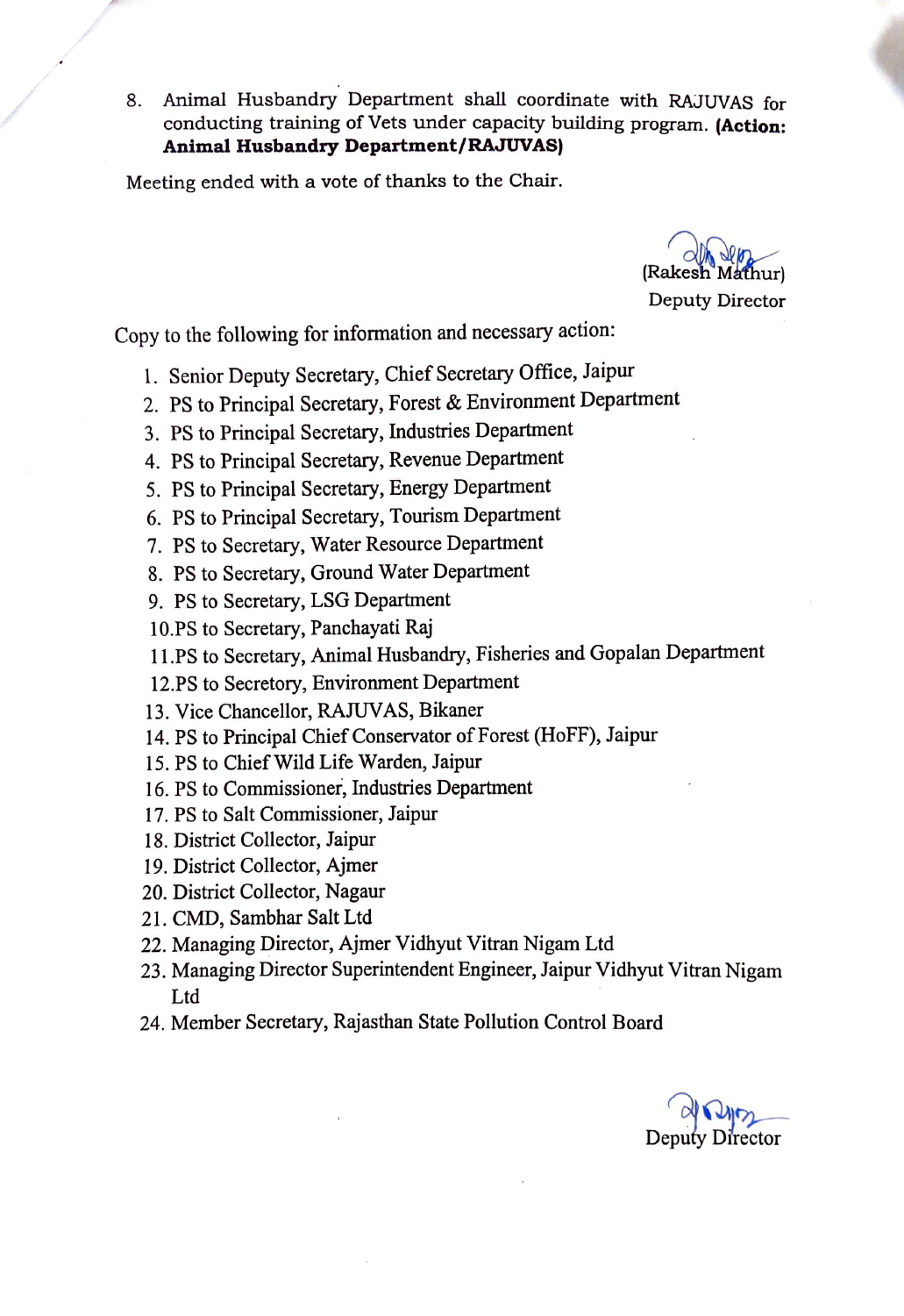8. Animal Husbandry Department shall coordinate with RAJUVAS for conducting training of Vets under capacity building program. **(Action: Animal Husbandry Department/RAJUVAS)**

Meeting ended with a vote of thanks to the Chair.

(Rakesh Mathur)
Deputy Director

Copy to the following for information and necessary action:

1. Senior Deputy Secretary, Chief Secretary Office, Jaipur
2. PS to Principal Secretary, Forest & Environment Department
3. PS to Principal Secretary, Industries Department
4. PS to Principal Secretary, Revenue Department
5. PS to Principal Secretary, Energy Department
6. PS to Principal Secretary, Tourism Department
7. PS to Secretary, Water Resource Department
8. PS to Secretary, Ground Water Department
9. PS to Secretary, LSG Department
10. PS to Secretary, Panchayati Raj
11. PS to Secretary, Animal Husbandry, Fisheries and Gopalan Department
12. PS to Secretory, Environment Department
13. Vice Chancellor, RAJUVAS, Bikaner
14. PS to Principal Chief Conservator of Forest (HoFF), Jaipur
15. PS to Chief Wild Life Warden, Jaipur
16. PS to Commissioner, Industries Department
17. PS to Salt Commissioner, Jaipur
18. District Collector, Jaipur
19. District Collector, Ajmer
20. District Collector, Nagaur
21. CMD, Sambhar Salt Ltd
22. Managing Director, Ajmer Vidhyut Vitran Nigam Ltd
23. Managing Director Superintendent Engineer, Jaipur Vidhyut Vitran Nigam Ltd
24. Member Secretary, Rajasthan State Pollution Control Board

Deputy Director